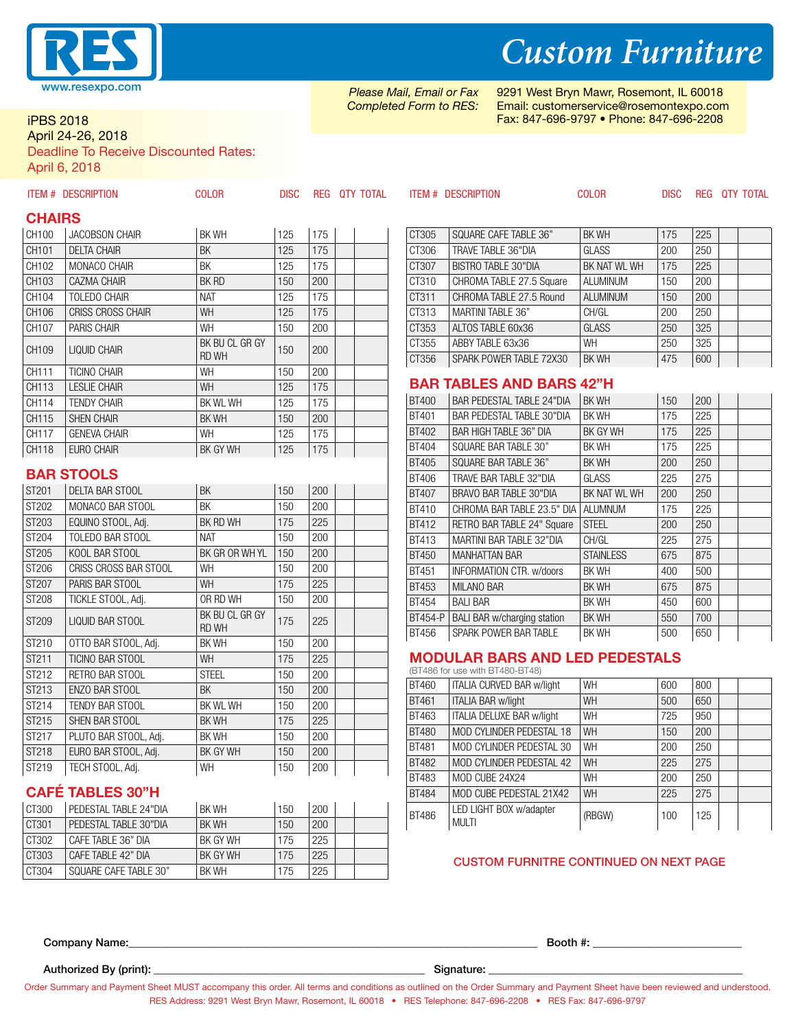# RES

www.resexpo.com

# Custom Furniture

*Please Mail, Email or Fax Completed Form to RES:*

9291 West Bryn Mawr, Rosemont, IL 60018
Email: customerservice@rosemontexpo.com
Fax: 847-696-9797 • Phone: 847-696-2208

iPBS 2018
April 24-26, 2018
Deadline To Receive Discounted Rates:
April 6, 2018

## CHAIRS

| ITEM # | DESCRIPTION | COLOR | DISC | REG | QTY | TOTAL |
|---|---|---|---|---|---|---|
| CH100 | JACOBSON CHAIR | BK WH | 125 | 175 | | |
| CH101 | DELTA CHAIR | BK | 125 | 175 | | |
| CH102 | MONACO CHAIR | BK | 125 | 175 | | |
| CH103 | CAZMA CHAIR | BK RD | 150 | 200 | | |
| CH104 | TOLEDO CHAIR | NAT | 125 | 175 | | |
| CH106 | CRISS CROSS CHAIR | WH | 125 | 175 | | |
| CH107 | PARIS CHAIR | WH | 150 | 200 | | |
| CH109 | LIQUID CHAIR | BK BU CL GR GY RD WH | 150 | 200 | | |
| CH111 | TICINO CHAIR | WH | 150 | 200 | | |
| CH113 | LESLIE CHAIR | WH | 125 | 175 | | |
| CH114 | TENDY CHAIR | BK WL WH | 125 | 175 | | |
| CH115 | SHEN CHAIR | BK WH | 150 | 200 | | |
| CH117 | GENEVA CHAIR | WH | 125 | 175 | | |
| CH118 | EURO CHAIR | BK GY WH | 125 | 175 | | |

## BAR STOOLS

| ITEM # | DESCRIPTION | COLOR | DISC | REG | QTY | TOTAL |
|---|---|---|---|---|---|---|
| ST201 | DELTA BAR STOOL | BK | 150 | 200 | | |
| ST202 | MONACO BAR STOOL | BK | 150 | 200 | | |
| ST203 | EQUINO STOOL, Adj. | BK RD WH | 175 | 225 | | |
| ST204 | TOLEDO BAR STOOL | NAT | 150 | 200 | | |
| ST205 | KOOL BAR STOOL | BK GR OR WH YL | 150 | 200 | | |
| ST206 | CRISS CROSS BAR STOOL | WH | 150 | 200 | | |
| ST207 | PARIS BAR STOOL | WH | 175 | 225 | | |
| ST208 | TICKLE STOOL, Adj. | OR RD WH | 150 | 200 | | |
| ST209 | LIQUID BAR STOOL | BK BU CL GR GY RD WH | 175 | 225 | | |
| ST210 | OTTO BAR STOOL, Adj. | BK WH | 150 | 200 | | |
| ST211 | TICINO BAR STOOL | WH | 175 | 225 | | |
| ST212 | RETRO BAR STOOL | STEEL | 150 | 200 | | |
| ST213 | ENZO BAR STOOL | BK | 150 | 200 | | |
| ST214 | TENDY BAR STOOL | BK WL WH | 150 | 200 | | |
| ST215 | SHEN BAR STOOL | BK WH | 175 | 225 | | |
| ST217 | PLUTO BAR STOOL, Adj. | BK WH | 150 | 200 | | |
| ST218 | EURO BAR STOOL, Adj. | BK GY WH | 150 | 200 | | |
| ST219 | TECH STOOL, Adj. | WH | 150 | 200 | | |

## CAFÉ TABLES 30"H

| ITEM # | DESCRIPTION | COLOR | DISC | REG | QTY | TOTAL |
|---|---|---|---|---|---|---|
| CT300 | PEDESTAL TABLE 24"DIA | BK WH | 150 | 200 | | |
| CT301 | PEDESTAL TABLE 30"DIA | BK WH | 150 | 200 | | |
| CT302 | CAFE TABLE 36" DIA | BK GY WH | 175 | 225 | | |
| CT303 | CAFE TABLE 42" DIA | BK GY WH | 175 | 225 | | |
| CT304 | SQUARE CAFE TABLE 30" | BK WH | 175 | 225 | | |
| CT305 | SQUARE CAFE TABLE 36" | BK WH | 175 | 225 | | |
| CT306 | TRAVE TABLE 36"DIA | GLASS | 200 | 250 | | |
| CT307 | BISTRO TABLE 30"DIA | BK NAT WL WH | 175 | 225 | | |
| CT310 | CHROMA TABLE 27.5 Square | ALUMINUM | 150 | 200 | | |
| CT311 | CHROMA TABLE 27.5 Round | ALUMINUM | 150 | 200 | | |
| CT313 | MARTINI TABLE 36" | CH/GL | 200 | 250 | | |
| CT353 | ALTOS TABLE 60x36 | GLASS | 250 | 325 | | |
| CT355 | ABBY TABLE 63x36 | WH | 250 | 325 | | |
| CT356 | SPARK POWER TABLE 72X30 | BK WH | 475 | 600 | | |

## BAR TABLES AND BARS 42"H

| ITEM # | DESCRIPTION | COLOR | DISC | REG | QTY | TOTAL |
|---|---|---|---|---|---|---|
| BT400 | BAR PEDESTAL TABLE 24"DIA | BK WH | 150 | 200 | | |
| BT401 | BAR PEDESTAL TABLE 30"DIA | BK WH | 175 | 225 | | |
| BT402 | BAR HIGH TABLE 36" DIA | BK GY WH | 175 | 225 | | |
| BT404 | SQUARE BAR TABLE 30" | BK WH | 175 | 225 | | |
| BT405 | SQUARE BAR TABLE 36" | BK WH | 200 | 250 | | |
| BT406 | TRAVE BAR TABLE 32"DIA | GLASS | 225 | 275 | | |
| BT407 | BRAVO BAR TABLE 30"DIA | BK NAT WL WH | 200 | 250 | | |
| BT410 | CHROMA BAR TABLE 23.5" DIA | ALUMNUM | 175 | 225 | | |
| BT412 | RETRO BAR TABLE 24" Square | STEEL | 200 | 250 | | |
| BT413 | MARTINI BAR TABLE 32"DIA | CH/GL | 225 | 275 | | |
| BT450 | MANHATTAN BAR | STAINLESS | 675 | 875 | | |
| BT451 | INFORMATION CTR. w/doors | BK WH | 400 | 500 | | |
| BT453 | MILANO BAR | BK WH | 675 | 875 | | |
| BT454 | BALI BAR | BK WH | 450 | 600 | | |
| BT454-P | BALI BAR w/charging station | BK WH | 550 | 700 | | |
| BT456 | SPARK POWER BAR TABLE | BK WH | 500 | 650 | | |

## MODULAR BARS AND LED PEDESTALS

(BT486 for use with BT480-BT48)

| ITEM # | DESCRIPTION | COLOR | DISC | REG | QTY | TOTAL |
|---|---|---|---|---|---|---|
| BT460 | ITALIA CURVED BAR w/light | WH | 600 | 800 | | |
| BT461 | ITALIA BAR w/light | WH | 500 | 650 | | |
| BT463 | ITALIA DELUXE BAR w/light | WH | 725 | 950 | | |
| BT480 | MOD CYLINDER PEDESTAL 18 | WH | 150 | 200 | | |
| BT481 | MOD CYLINDER PEDESTAL 30 | WH | 200 | 250 | | |
| BT482 | MOD CYLINDER PEDESTAL 42 | WH | 225 | 275 | | |
| BT483 | MOD CUBE 24X24 | WH | 200 | 250 | | |
| BT484 | MOD CUBE PEDESTAL 21X42 | WH | 225 | 275 | | |
| BT486 | LED LIGHT BOX w/adapter MULTI | (RBGW) | 100 | 125 | | |

CUSTOM FURNITRE CONTINUED ON NEXT PAGE

Company Name:______________________________ Booth #: ______________

Authorized By (print): ______________________________ Signature: ______________________________

Order Summary and Payment Sheet MUST accompany this order. All terms and conditions as outlined on the Order Summary and Payment Sheet have been reviewed and understood.
RES Address: 9291 West Bryn Mawr, Rosemont, IL 60018 • RES Telephone: 847-696-2208 • RES Fax: 847-696-9797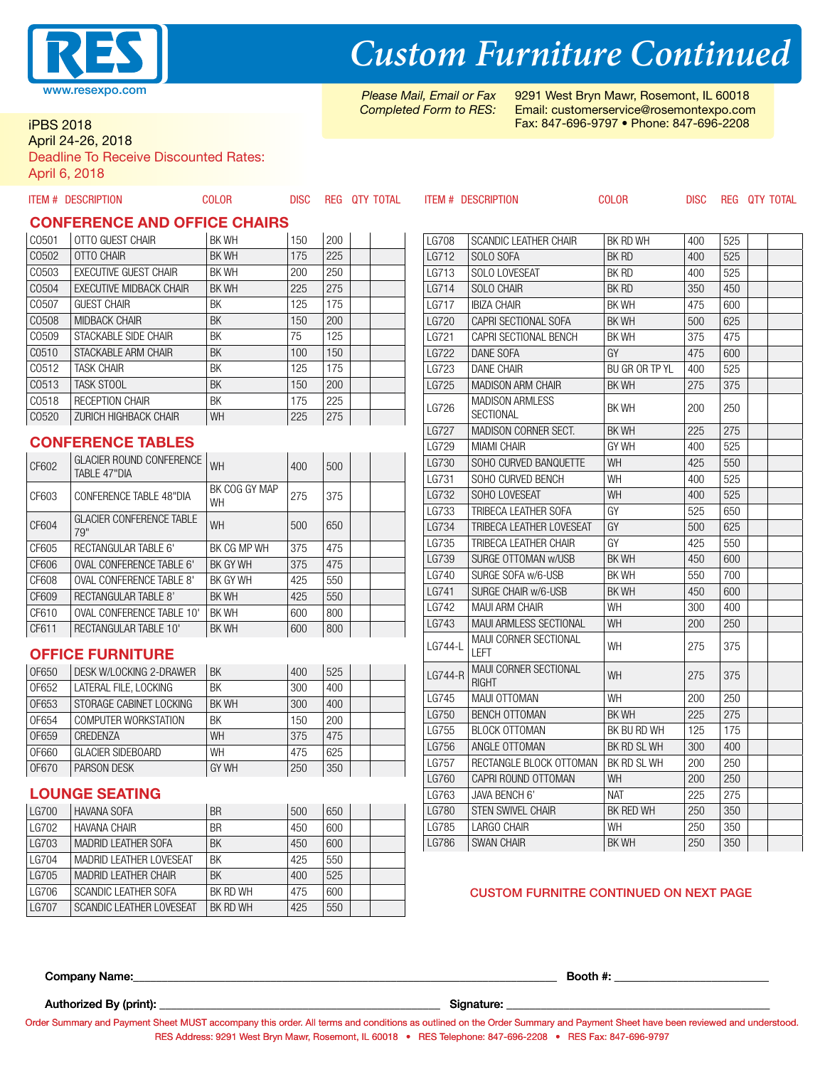# Custom Furniture Continued

www.resexpo.com

*Please Mail, Email or Fax Completed Form to RES:*

9291 West Bryn Mawr, Rosemont, IL 60018
Email: customerservice@rosemontexpo.com
Fax: 847-696-9797 • Phone: 847-696-2208

iPBS 2018
April 24-26, 2018
Deadline To Receive Discounted Rates:
April 6, 2018

## CONFERENCE AND OFFICE CHAIRS

| ITEM # | DESCRIPTION | COLOR | DISC | REG | QTY | TOTAL |
|---|---|---|---|---|---|---|
| C0501 | OTTO GUEST CHAIR | BK WH | 150 | 200 | | |
| C0502 | OTTO CHAIR | BK WH | 175 | 225 | | |
| C0503 | EXECUTIVE GUEST CHAIR | BK WH | 200 | 250 | | |
| C0504 | EXECUTIVE MIDBACK CHAIR | BK WH | 225 | 275 | | |
| C0507 | GUEST CHAIR | BK | 125 | 175 | | |
| C0508 | MIDBACK CHAIR | BK | 150 | 200 | | |
| C0509 | STACKABLE SIDE CHAIR | BK | 75 | 125 | | |
| C0510 | STACKABLE ARM CHAIR | BK | 100 | 150 | | |
| C0512 | TASK CHAIR | BK | 125 | 175 | | |
| C0513 | TASK STOOL | BK | 150 | 200 | | |
| C0518 | RECEPTION CHAIR | BK | 175 | 225 | | |
| C0520 | ZURICH HIGHBACK CHAIR | WH | 225 | 275 | | |

## CONFERENCE TABLES

| ITEM # | DESCRIPTION | COLOR | DISC | REG | QTY | TOTAL |
|---|---|---|---|---|---|---|
| CF602 | GLACIER ROUND CONFERENCE TABLE 47"DIA | WH | 400 | 500 | | |
| CF603 | CONFERENCE TABLE 48"DIA | BK COG GY MAP WH | 275 | 375 | | |
| CF604 | GLACIER CONFERENCE TABLE 79" | WH | 500 | 650 | | |
| CF605 | RECTANGULAR TABLE 6' | BK CG MP WH | 375 | 475 | | |
| CF606 | OVAL CONFERENCE TABLE 6' | BK GY WH | 375 | 475 | | |
| CF608 | OVAL CONFERENCE TABLE 8' | BK GY WH | 425 | 550 | | |
| CF609 | RECTANGULAR TABLE 8' | BK WH | 425 | 550 | | |
| CF610 | OVAL CONFERENCE TABLE 10' | BK WH | 600 | 800 | | |
| CF611 | RECTANGULAR TABLE 10' | BK WH | 600 | 800 | | |

## OFFICE FURNITURE

| ITEM # | DESCRIPTION | COLOR | DISC | REG | QTY | TOTAL |
|---|---|---|---|---|---|---|
| OF650 | DESK W/LOCKING 2-DRAWER | BK | 400 | 525 | | |
| OF652 | LATERAL FILE, LOCKING | BK | 300 | 400 | | |
| OF653 | STORAGE CABINET LOCKING | BK WH | 300 | 400 | | |
| OF654 | COMPUTER WORKSTATION | BK | 150 | 200 | | |
| OF659 | CREDENZA | WH | 375 | 475 | | |
| OF660 | GLACIER SIDEBOARD | WH | 475 | 625 | | |
| OF670 | PARSON DESK | GY WH | 250 | 350 | | |

## LOUNGE SEATING

| ITEM # | DESCRIPTION | COLOR | DISC | REG | QTY | TOTAL |
|---|---|---|---|---|---|---|
| LG700 | HAVANA SOFA | BR | 500 | 650 | | |
| LG702 | HAVANA CHAIR | BR | 450 | 600 | | |
| LG703 | MADRID LEATHER SOFA | BK | 450 | 600 | | |
| LG704 | MADRID LEATHER LOVESEAT | BK | 425 | 550 | | |
| LG705 | MADRID LEATHER CHAIR | BK | 400 | 525 | | |
| LG706 | SCANDIC LEATHER SOFA | BK RD WH | 475 | 600 | | |
| LG707 | SCANDIC LEATHER LOVESEAT | BK RD WH | 425 | 550 | | |
| LG708 | SCANDIC LEATHER CHAIR | BK RD WH | 400 | 525 | | |
| LG712 | SOLO SOFA | BK RD | 400 | 525 | | |
| LG713 | SOLO LOVESEAT | BK RD | 400 | 525 | | |
| LG714 | SOLO CHAIR | BK RD | 350 | 450 | | |
| LG717 | IBIZA CHAIR | BK WH | 475 | 600 | | |
| LG720 | CAPRI SECTIONAL SOFA | BK WH | 500 | 625 | | |
| LG721 | CAPRI SECTIONAL BENCH | BK WH | 375 | 475 | | |
| LG722 | DANE SOFA | GY | 475 | 600 | | |
| LG723 | DANE CHAIR | BU GR OR TP YL | 400 | 525 | | |
| LG725 | MADISON ARM CHAIR | BK WH | 275 | 375 | | |
| LG726 | MADISON ARMLESS SECTIONAL | BK WH | 200 | 250 | | |
| LG727 | MADISON CORNER SECT. | BK WH | 225 | 275 | | |
| LG729 | MIAMI CHAIR | GY WH | 400 | 525 | | |
| LG730 | SOHO CURVED BANQUETTE | WH | 425 | 550 | | |
| LG731 | SOHO CURVED BENCH | WH | 400 | 525 | | |
| LG732 | SOHO LOVESEAT | WH | 400 | 525 | | |
| LG733 | TRIBECA LEATHER SOFA | GY | 525 | 650 | | |
| LG734 | TRIBECA LEATHER LOVESEAT | GY | 500 | 625 | | |
| LG735 | TRIBECA LEATHER CHAIR | GY | 425 | 550 | | |
| LG739 | SURGE OTTOMAN w/USB | BK WH | 450 | 600 | | |
| LG740 | SURGE SOFA w/6-USB | BK WH | 550 | 700 | | |
| LG741 | SURGE CHAIR w/6-USB | BK WH | 450 | 600 | | |
| LG742 | MAUI ARM CHAIR | WH | 300 | 400 | | |
| LG743 | MAUI ARMLESS SECTIONAL | WH | 200 | 250 | | |
| LG744-L | MAUI CORNER SECTIONAL LEFT | WH | 275 | 375 | | |
| LG744-R | MAUI CORNER SECTIONAL RIGHT | WH | 275 | 375 | | |
| LG745 | MAUI OTTOMAN | WH | 200 | 250 | | |
| LG750 | BENCH OTTOMAN | BK WH | 225 | 275 | | |
| LG755 | BLOCK OTTOMAN | BK BU RD WH | 125 | 175 | | |
| LG756 | ANGLE OTTOMAN | BK RD SL WH | 300 | 400 | | |
| LG757 | RECTANGLE BLOCK OTTOMAN | BK RD SL WH | 200 | 250 | | |
| LG760 | CAPRI ROUND OTTOMAN | WH | 200 | 250 | | |
| LG763 | JAVA BENCH 6' | NAT | 225 | 275 | | |
| LG780 | STEN SWIVEL CHAIR | BK RED WH | 250 | 350 | | |
| LG785 | LARGO CHAIR | WH | 250 | 350 | | |
| LG786 | SWAN CHAIR | BK WH | 250 | 350 | | |

CUSTOM FURNITRE CONTINUED ON NEXT PAGE

**Company Name:**______________________________ **Booth #:** ______________

**Authorized By (print):** ______________________ **Signature:** ______________________

Order Summary and Payment Sheet MUST accompany this order. All terms and conditions as outlined on the Order Summary and Payment Sheet have been reviewed and understood.
RES Address: 9291 West Bryn Mawr, Rosemont, IL 60018 • RES Telephone: 847-696-2208 • RES Fax: 847-696-9797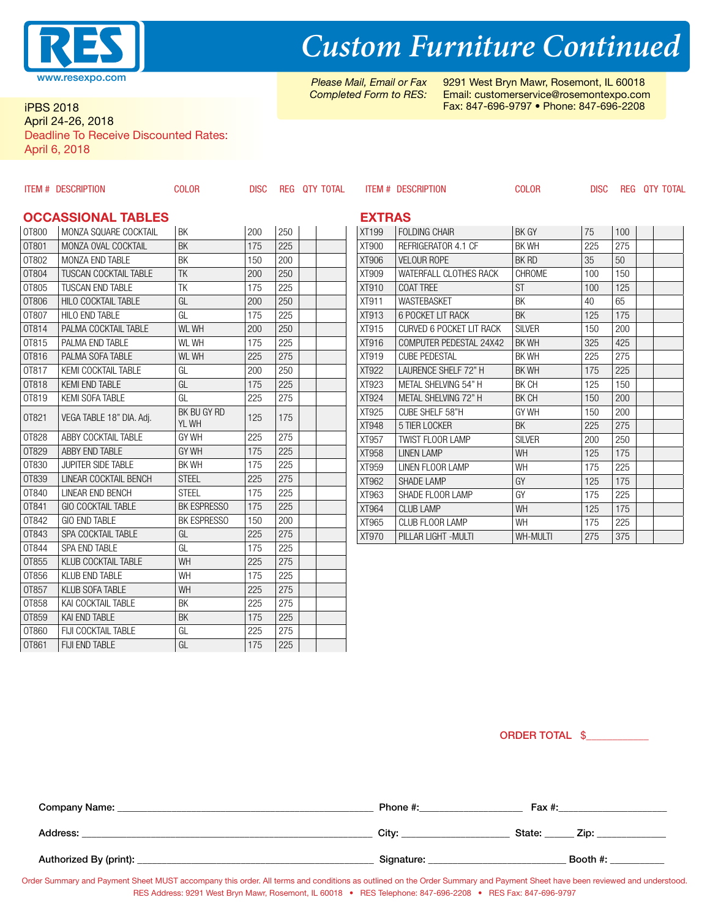# Custom Furniture Continued

RES
www.resexpo.com

iPBS 2018
April 24-26, 2018
Deadline To Receive Discounted Rates:
April 6, 2018

*Please Mail, Email or Fax Completed Form to RES:*
9291 West Bryn Mawr, Rosemont, IL 60018
Email: customerservice@rosemontexpo.com
Fax: 847-696-9797 • Phone: 847-696-2208

## OCCASSIONAL TABLES

| ITEM # | DESCRIPTION | COLOR | DISC | REG | QTY | TOTAL |
|---|---|---|---|---|---|---|
| OT800 | MONZA SQUARE COCKTAIL | BK | 200 | 250 | | |
| OT801 | MONZA OVAL COCKTAIL | BK | 175 | 225 | | |
| OT802 | MONZA END TABLE | BK | 150 | 200 | | |
| OT804 | TUSCAN COCKTAIL TABLE | TK | 200 | 250 | | |
| OT805 | TUSCAN END TABLE | TK | 175 | 225 | | |
| OT806 | HILO COCKTAIL TABLE | GL | 200 | 250 | | |
| OT807 | HILO END TABLE | GL | 175 | 225 | | |
| OT814 | PALMA COCKTAIL TABLE | WL WH | 200 | 250 | | |
| OT815 | PALMA END TABLE | WL WH | 175 | 225 | | |
| OT816 | PALMA SOFA TABLE | WL WH | 225 | 275 | | |
| OT817 | KEMI COCKTAIL TABLE | GL | 200 | 250 | | |
| OT818 | KEMI END TABLE | GL | 175 | 225 | | |
| OT819 | KEMI SOFA TABLE | GL | 225 | 275 | | |
| OT821 | VEGA TABLE 18" DIA. Adj. | BK BU GY RD YL WH | 125 | 175 | | |
| OT828 | ABBY COCKTAIL TABLE | GY WH | 225 | 275 | | |
| OT829 | ABBY END TABLE | GY WH | 175 | 225 | | |
| OT830 | JUPITER SIDE TABLE | BK WH | 175 | 225 | | |
| OT839 | LINEAR COCKTAIL BENCH | STEEL | 225 | 275 | | |
| OT840 | LINEAR END BENCH | STEEL | 175 | 225 | | |
| OT841 | GIO COCKTAIL TABLE | BK ESPRESSO | 175 | 225 | | |
| OT842 | GIO END TABLE | BK ESPRESSO | 150 | 200 | | |
| OT843 | SPA COCKTAIL TABLE | GL | 225 | 275 | | |
| OT844 | SPA END TABLE | GL | 175 | 225 | | |
| OT855 | KLUB COCKTAIL TABLE | WH | 225 | 275 | | |
| OT856 | KLUB END TABLE | WH | 175 | 225 | | |
| OT857 | KLUB SOFA TABLE | WH | 225 | 275 | | |
| OT858 | KAI COCKTAIL TABLE | BK | 225 | 275 | | |
| OT859 | KAI END TABLE | BK | 175 | 225 | | |
| OT860 | FIJI COCKTAIL TABLE | GL | 225 | 275 | | |
| OT861 | FIJI END TABLE | GL | 175 | 225 | | |

## EXTRAS

| ITEM # | DESCRIPTION | COLOR | DISC | REG | QTY | TOTAL |
|---|---|---|---|---|---|---|
| XT199 | FOLDING CHAIR | BK GY | 75 | 100 | | |
| XT900 | REFRIGERATOR 4.1 CF | BK WH | 225 | 275 | | |
| XT906 | VELOUR ROPE | BK RD | 35 | 50 | | |
| XT909 | WATERFALL CLOTHES RACK | CHROME | 100 | 150 | | |
| XT910 | COAT TREE | ST | 100 | 125 | | |
| XT911 | WASTEBASKET | BK | 40 | 65 | | |
| XT913 | 6 POCKET LIT RACK | BK | 125 | 175 | | |
| XT915 | CURVED 6 POCKET LIT RACK | SILVER | 150 | 200 | | |
| XT916 | COMPUTER PEDESTAL 24X42 | BK WH | 325 | 425 | | |
| XT919 | CUBE PEDESTAL | BK WH | 225 | 275 | | |
| XT922 | LAURENCE SHELF 72" H | BK WH | 175 | 225 | | |
| XT923 | METAL SHELVING 54" H | BK CH | 125 | 150 | | |
| XT924 | METAL SHELVING 72" H | BK CH | 150 | 200 | | |
| XT925 | CUBE SHELF 58"H | GY WH | 150 | 200 | | |
| XT948 | 5 TIER LOCKER | BK | 225 | 275 | | |
| XT957 | TWIST FLOOR LAMP | SILVER | 200 | 250 | | |
| XT958 | LINEN LAMP | WH | 125 | 175 | | |
| XT959 | LINEN FLOOR LAMP | WH | 175 | 225 | | |
| XT962 | SHADE LAMP | GY | 125 | 175 | | |
| XT963 | SHADE FLOOR LAMP | GY | 175 | 225 | | |
| XT964 | CLUB LAMP | WH | 125 | 175 | | |
| XT965 | CLUB FLOOR LAMP | WH | 175 | 225 | | |
| XT970 | PILLAR LIGHT -MULTI | WH-MULTI | 275 | 375 | | |

**ORDER TOTAL** $___________

**Company Name:** ______________________________ **Phone #:** ________________ **Fax #:** ________________

**Address:** ______________________________ **City:** ________________ **State:** _____ **Zip:** ____________

**Authorized By (print):** ______________________________ **Signature:** ______________________ **Booth #:** __________

Order Summary and Payment Sheet MUST accompany this order. All terms and conditions as outlined on the Order Summary and Payment Sheet have been reviewed and understood.
RES Address: 9291 West Bryn Mawr, Rosemont, IL 60018 • RES Telephone: 847-696-2208 • RES Fax: 847-696-9797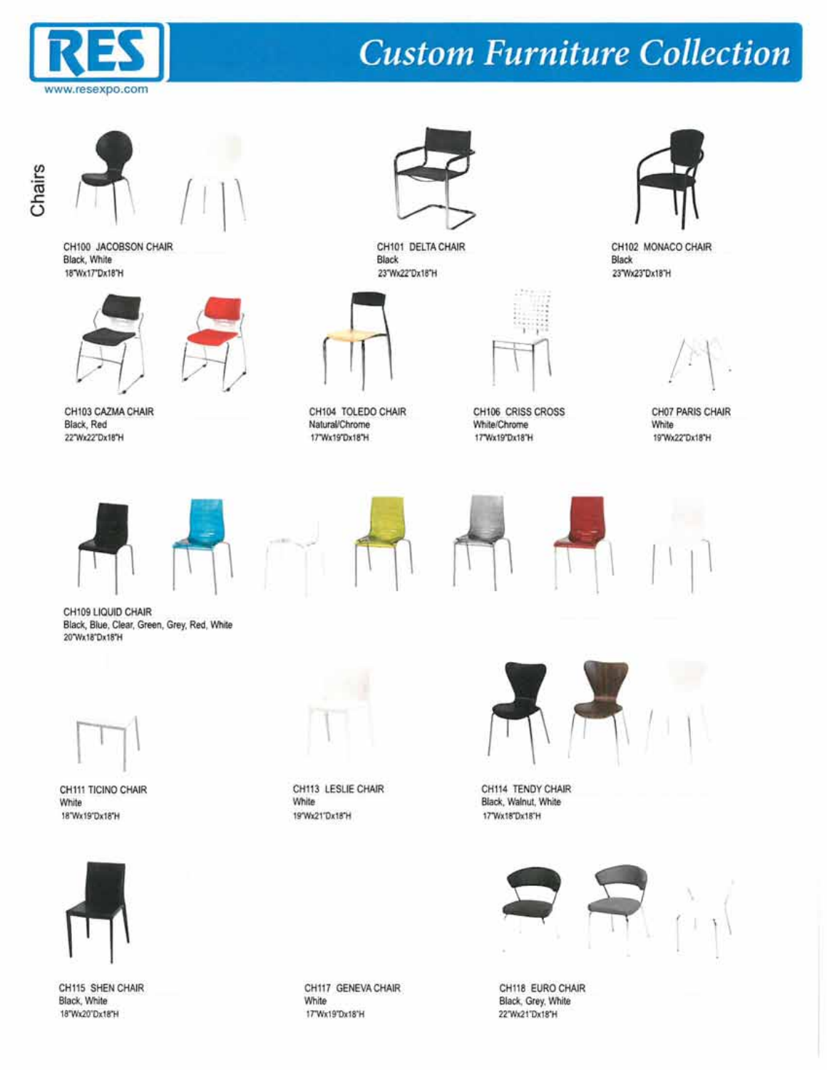# Custom Furniture Collection

www.resexpo.com

## Chairs

**CH100 JACOBSON CHAIR**
Black, White
18"Wx17"Dx18"H

**CH101 DELTA CHAIR**
Black
23"Wx22"Dx18"H

**CH102 MONACO CHAIR**
Black
23"Wx23"Dx18"H

**CH103 CAZMA CHAIR**
Black, Red
22"Wx22"Dx18"H

**CH104 TOLEDO CHAIR**
Natural/Chrome
17"Wx19"Dx18"H

**CH106 CRISS CROSS**
White/Chrome
17"Wx19"Dx18"H

**CH07 PARIS CHAIR**
White
19"Wx22"Dx18"H

**CH109 LIQUID CHAIR**
Black, Blue, Clear, Green, Grey, Red, White
20"Wx18"Dx18"H

**CH111 TICINO CHAIR**
White
18"Wx19"Dx18"H

**CH113 LESLIE CHAIR**
White
19"Wx21"Dx18"H

**CH114 TENDY CHAIR**
Black, Walnut, White
17"Wx18"Dx18"H

**CH115 SHEN CHAIR**
Black, White
18"Wx20"Dx18"H

**CH117 GENEVA CHAIR**
White
17"Wx19"Dx18"H

**CH118 EURO CHAIR**
Black, Grey, White
22"Wx21"Dx18"H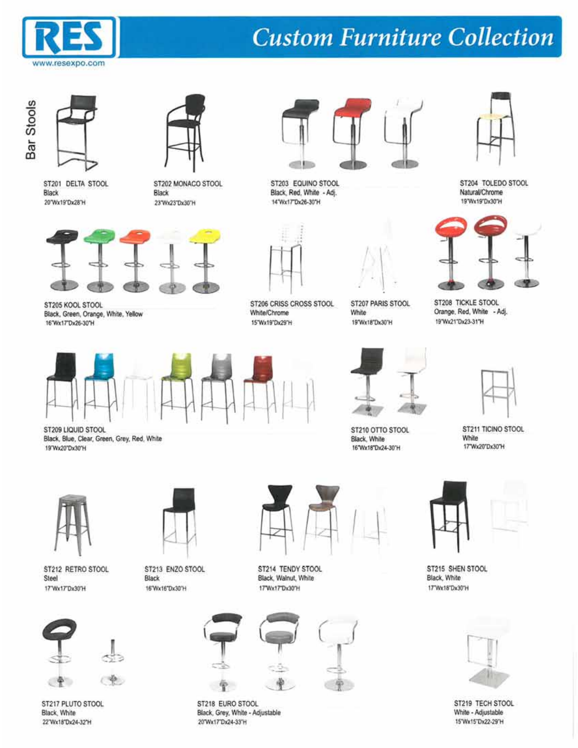# RES

www.resexpo.com

# Custom Furniture Collection

## Bar Stools

**ST201 DELTA STOOL**
Black
20"Wx19"Dx28"H

**ST202 MONACO STOOL**
Black
23"Wx23"Dx30"H

**ST203 EQUINO STOOL**
Black, Red, White - Adj.
14"Wx17"Dx26-30"H

**ST204 TOLEDO STOOL**
Natural/Chrome
19"Wx19"Dx30"H

**ST205 KOOL STOOL**
Black, Green, Orange, White, Yellow
16"Wx17"Dx26-30"H

**ST206 CRISS CROSS STOOL**
White/Chrome
15"Wx19"Dx29"H

**ST207 PARIS STOOL**
White
19"Wx18"Dx30"H

**ST208 TICKLE STOOL**
Orange, Red, White - Adj.
19"Wx21"Dx23-31"H

**ST209 LIQUID STOOL**
Black, Blue, Clear, Green, Grey, Red, White
19"Wx20"Dx30"H

**ST210 OTTO STOOL**
Black, White
16"Wx18"Dx24-30"H

**ST211 TICINO STOOL**
White
17"Wx20"Dx30"H

**ST212 RETRO STOOL**
Steel
17"Wx17"Dx30"H

**ST213 ENZO STOOL**
Black
16"Wx16"Dx30"H

**ST214 TENDY STOOL**
Black, Walnut, White
17"Wx17"Dx30"H

**ST215 SHEN STOOL**
Black, White
17"Wx18"Dx30"H

**ST217 PLUTO STOOL**
Black, White
22"Wx18"Dx24-32"H

**ST218 EURO STOOL**
Black, Grey, White - Adjustable
20"Wx17"Dx24-33"H

**ST219 TECH STOOL**
White - Adjustable
15"Wx15"Dx22-29"H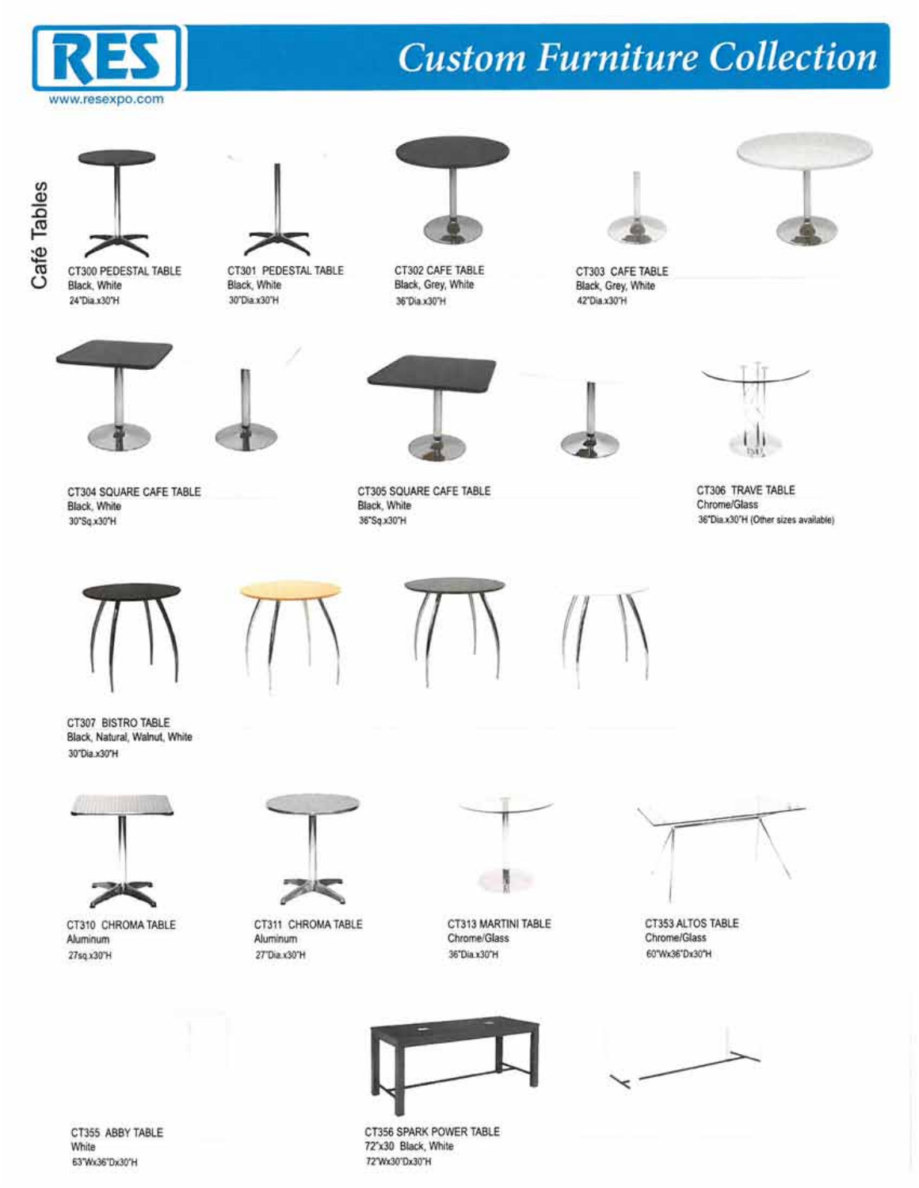# RES

www.resexpo.com

## Custom Furniture Collection

### Café Tables

CT300 PEDESTAL TABLE
Black, White
24"Dia.x30"H

CT301 PEDESTAL TABLE
Black, White
30"Dia.x30"H

CT302 CAFE TABLE
Black, Grey, White
36"Dia.x30"H

CT303 CAFE TABLE
Black, Grey, White
42"Dia.x30"H

CT304 SQUARE CAFE TABLE
Black, White
30"Sq.x30"H

CT305 SQUARE CAFE TABLE
Black, White
36"Sq.x30"H

CT306 TRAVE TABLE
Chrome/Glass
36"Dia.x30"H (Other sizes available)

CT307 BISTRO TABLE
Black, Natural, Walnut, White
30"Dia.x30"H

CT310 CHROMA TABLE
Aluminum
27sq.x30"H

CT311 CHROMA TABLE
Aluminum
27"Dia.x30"H

CT313 MARTINI TABLE
Chrome/Glass
36"Dia.x30"H

CT353 ALTOS TABLE
Chrome/Glass
60"Wx36"Dx30"H

CT355 ABBY TABLE
White
63"Wx36"Dx30"H

CT356 SPARK POWER TABLE
72"x30 Black, White
72"Wx30"Dx30"H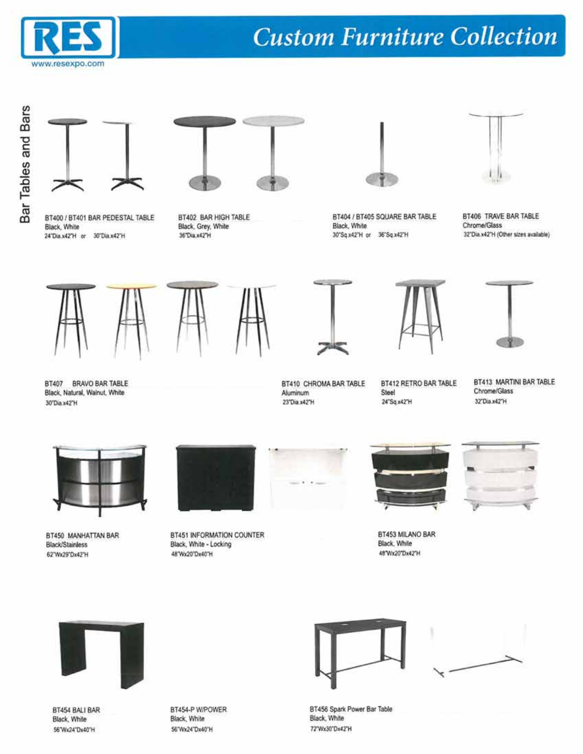# Custom Furniture Collection

www.resexpo.com

## Bar Tables and Bars

BT400 / BT401 BAR PEDESTAL TABLE
Black, White
24"Dia.x42"H or 30"Dia.x42"H

BT402 BAR HIGH TABLE
Black, Grey, White
36"Dia.x42"H

BT404 / BT405 SQUARE BAR TABLE
Black, White
30"Sq.x42"H or 36"Sq.x42"H

BT406 TRAVE BAR TABLE
Chrome/Glass
32"Dia.x42"H (Other sizes available)

BT407 BRAVO BAR TABLE
Black, Natural, Walnut, White
30"Dia.x42"H

BT410 CHROMA BAR TABLE
Aluminum
23"Dia.x42"H

BT412 RETRO BAR TABLE
Steel
24"Sq.x42"H

BT413 MARTINI BAR TABLE
Chrome/Glass
32"Dia.x42"H

BT450 MANHATTAN BAR
Black/Stainless
62"Wx29"Dx42"H

BT451 INFORMATION COUNTER
Black, White - Locking
48"Wx20"Dx40"H

BT453 MILANO BAR
Black, White
48"Wx20"Dx42"H

BT454 BALI BAR
Black, White
56"Wx24"Dx40"H

BT454-P W/POWER
Black, White
56"Wx24"Dx40"H

BT456 Spark Power Bar Table
Black, White
72"Wx30"Dx42"H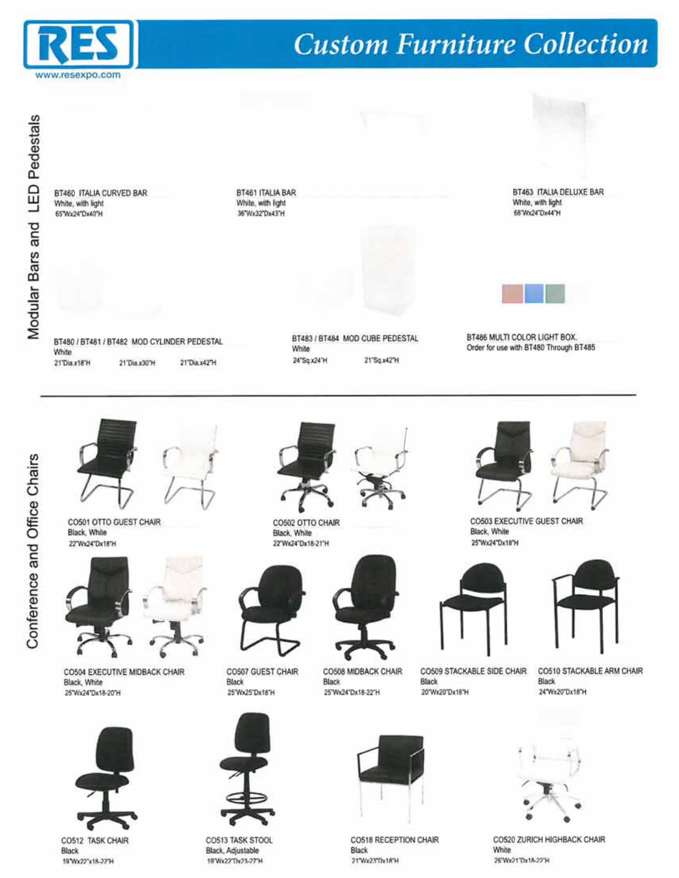# Custom Furniture Collection

www.resexpo.com

## Modular Bars and LED Pedestals

**BT460 ITALIA CURVED BAR**
White, with light
65"Wx24"Dx40"H

**BT461 ITALIA BAR**
White, with light
36"Wx32"Dx43"H

**BT463 ITALIA DELUXE BAR**
White, with light
68"Wx24"Dx44"H

**BT480 / BT481 / BT482 MOD CYLINDER PEDESTAL**
White
21"Dia.x18"H  21"Dia.x30"H  21"Dia.x42"H

**BT483 / BT484 MOD CUBE PEDESTAL**
White
24"Sq.x24"H  21"Sq.x42"H

**BT486 MULTI COLOR LIGHT BOX.**
Order for use with BT480 Through BT485

## Conference and Office Chairs

**CO501 OTTO GUEST CHAIR**
Black, White
22"Wx24"Dx18"H

**CO502 OTTO CHAIR**
Black, White
22"Wx24"Dx18-21"H

**CO503 EXECUTIVE GUEST CHAIR**
Black, White
25"Wx24"Dx18"H

**CO504 EXECUTIVE MIDBACK CHAIR**
Black, White
25"Wx24"Dx18-20"H

**CO507 GUEST CHAIR**
Black
25"Wx25"Dx18"H

**CO508 MIDBACK CHAIR**
Black
25"Wx24"Dx18-22"H

**CO509 STACKABLE SIDE CHAIR**
Black
20"Wx20"Dx18"H

**CO510 STACKABLE ARM CHAIR**
Black
24"Wx20"Dx18"H

**CO512 TASK CHAIR**
Black
19"Wx22"x18-22"H

**CO513 TASK STOOL**
Black, Adjustable
19"Wx22"Dx23-27"H

**CO518 RECEPTION CHAIR**
Black
21"Wx23"Dx18"H

**CO520 ZURICH HIGHBACK CHAIR**
White
26"Wx21"Dx18-22"H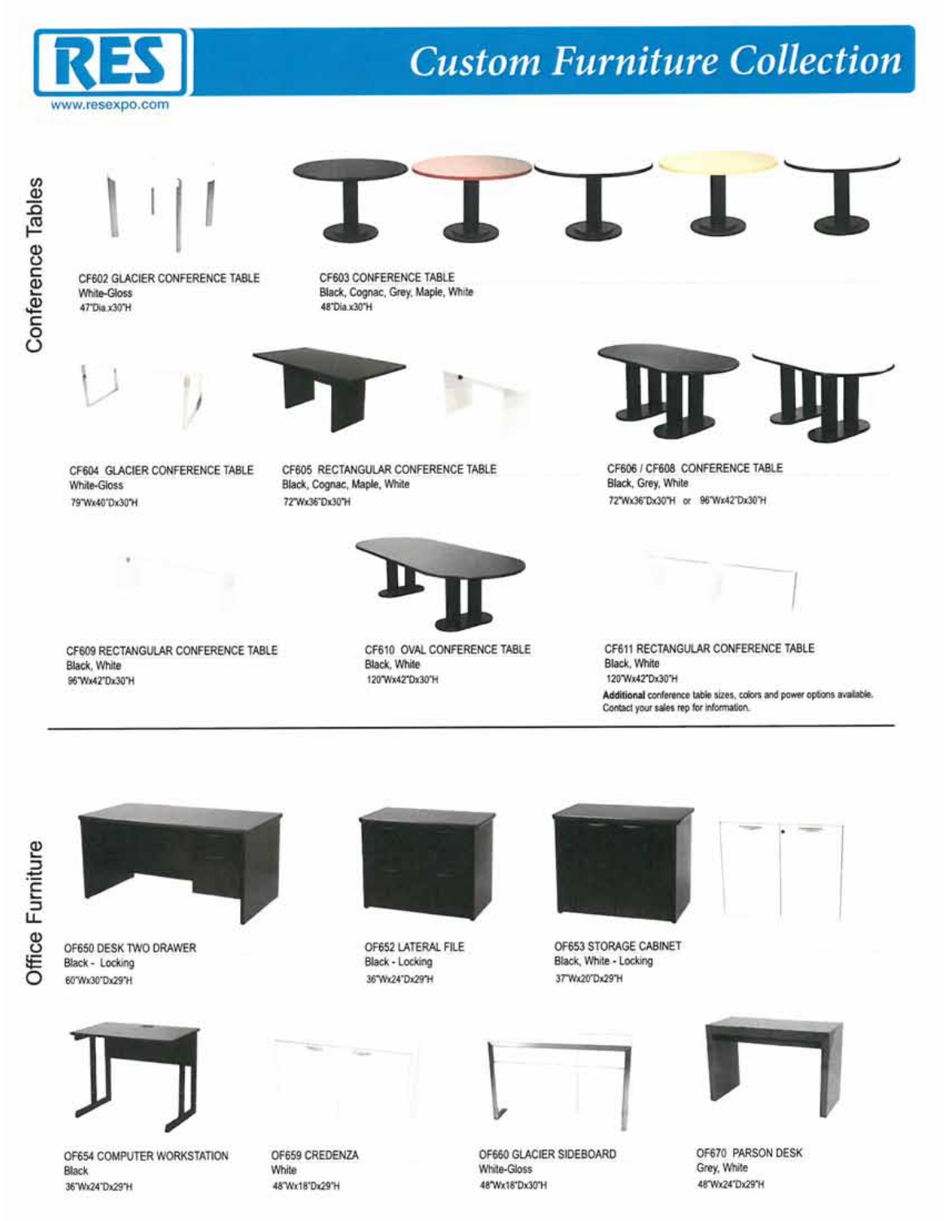# RES

www.resexpo.com

# Custom Furniture Collection

## Conference Tables

CF602 GLACIER CONFERENCE TABLE
White-Gloss
47"Dia.x30"H

CF603 CONFERENCE TABLE
Black, Cognac, Grey, Maple, White
48"Dia.x30"H

CF604 GLACIER CONFERENCE TABLE
White-Gloss
79"Wx40"Dx30"H

CF605 RECTANGULAR CONFERENCE TABLE
Black, Cognac, Maple, White
72"Wx36"Dx30"H

CF606 / CF608 CONFERENCE TABLE
Black, Grey, White
72"Wx36"Dx30"H or 96"Wx42"Dx30"H

CF609 RECTANGULAR CONFERENCE TABLE
Black, White
96"Wx42"Dx30"H

CF610 OVAL CONFERENCE TABLE
Black, White
120"Wx42"Dx30"H

CF611 RECTANGULAR CONFERENCE TABLE
Black, White
120"Wx42"Dx30"H

**Additional** conference table sizes, colors and power options available. Contact your sales rep for information.

## Office Furniture

OF650 DESK TWO DRAWER
Black - Locking
60"Wx30"Dx29"H

OF652 LATERAL FILE
Black - Locking
36"Wx24"Dx29"H

OF653 STORAGE CABINET
Black, White - Locking
37"Wx20"Dx29"H

OF654 COMPUTER WORKSTATION
Black
36"Wx24"Dx29"H

OF659 CREDENZA
White
48"Wx18"Dx29"H

OF660 GLACIER SIDEBOARD
White-Gloss
48"Wx18"Dx30"H

OF670 PARSON DESK
Grey, White
48"Wx24"Dx29"H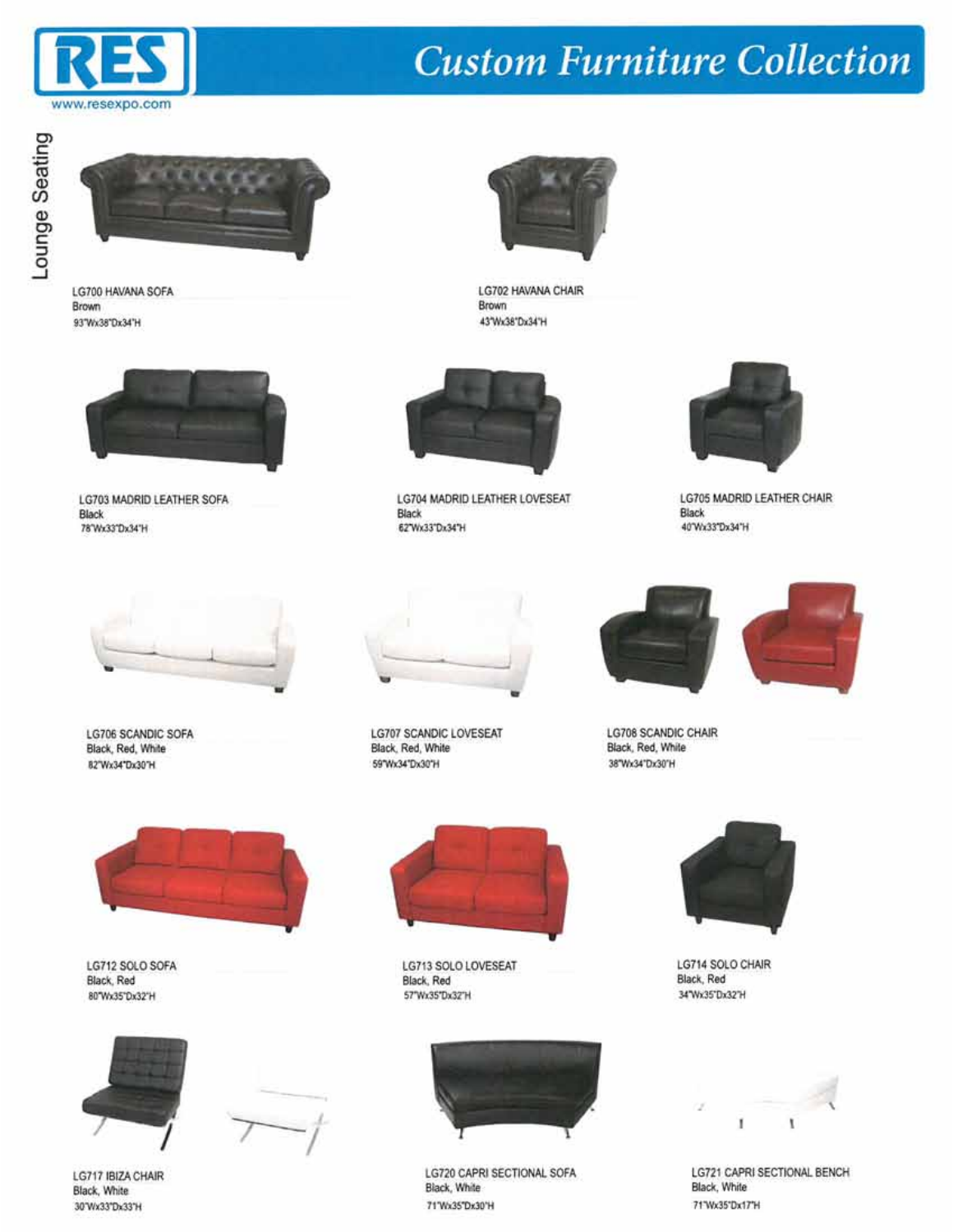# RES

www.resexpo.com

## Custom Furniture Collection

### Lounge Seating

LG700 HAVANA SOFA
Brown
93"Wx38"Dx34"H

LG702 HAVANA CHAIR
Brown
43"Wx38"Dx34"H

LG703 MADRID LEATHER SOFA
Black
78"Wx33"Dx34"H

LG704 MADRID LEATHER LOVESEAT
Black
62"Wx33"Dx34"H

LG705 MADRID LEATHER CHAIR
Black
40"Wx33"Dx34"H

LG706 SCANDIC SOFA
Black, Red, White
82"Wx34"Dx30"H

LG707 SCANDIC LOVESEAT
Black, Red, White
59"Wx34"Dx30"H

LG708 SCANDIC CHAIR
Black, Red, White
38"Wx34"Dx30"H

LG712 SOLO SOFA
Black, Red
80"Wx35"Dx32"H

LG713 SOLO LOVESEAT
Black, Red
57"Wx35"Dx32"H

LG714 SOLO CHAIR
Black, Red
34"Wx35"Dx32"H

LG717 IBIZA CHAIR
Black, White
30"Wx33"Dx33"H

LG720 CAPRI SECTIONAL SOFA
Black, White
71"Wx35"Dx30"H

LG721 CAPRI SECTIONAL BENCH
Black, White
71"Wx35"Dx17"H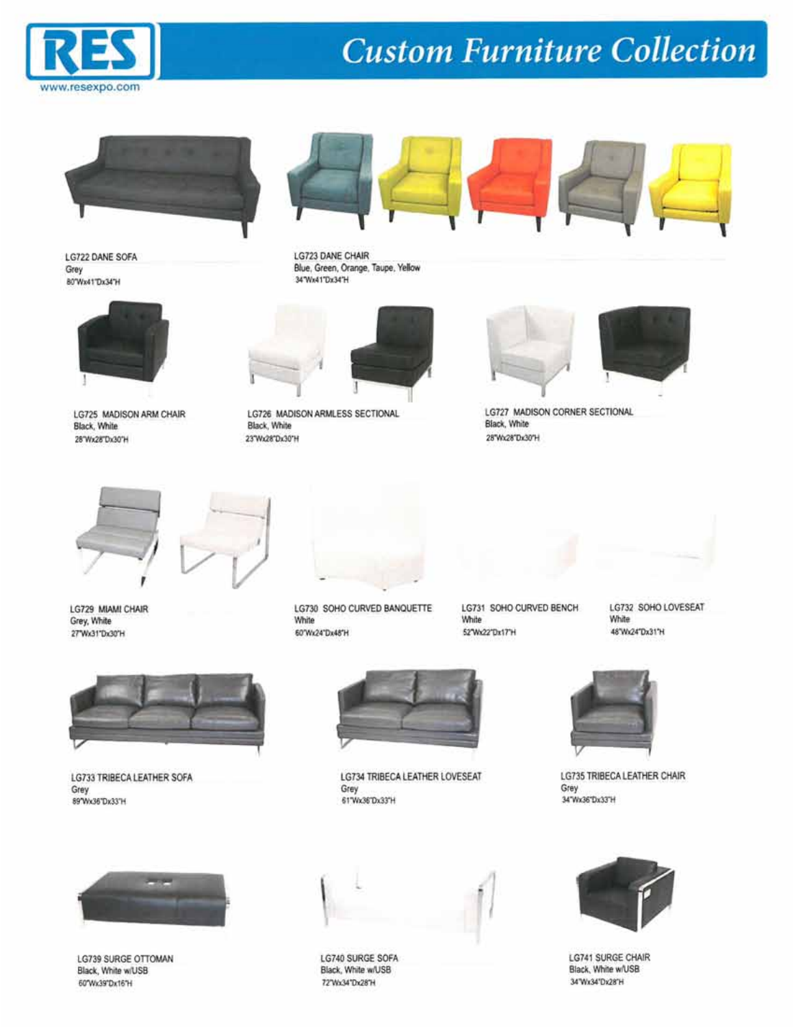# RES

www.resexpo.com

## Custom Furniture Collection

LG722 DANE SOFA
Grey
80"Wx41"Dx34"H

LG723 DANE CHAIR
Blue, Green, Orange, Taupe, Yellow
34"Wx41"Dx34"H

LG725 MADISON ARM CHAIR
Black, White
28"Wx28"Dx30"H

LG726 MADISON ARMLESS SECTIONAL
Black, White
23"Wx28"Dx30"H

LG727 MADISON CORNER SECTIONAL
Black, White
28"Wx28"Dx30"H

LG729 MIAMI CHAIR
Grey, White
27"Wx31"Dx30"H

LG730 SOHO CURVED BANQUETTE
White
60"Wx24"Dx48"H

LG731 SOHO CURVED BENCH
White
52"Wx22"Dx17"H

LG732 SOHO LOVESEAT
White
46"Wx24"Dx31"H

LG733 TRIBECA LEATHER SOFA
Grey
89"Wx36"Dx33"H

LG734 TRIBECA LEATHER LOVESEAT
Grey
61"Wx36"Dx33"H

LG735 TRIBECA LEATHER CHAIR
Grey
34"Wx36"Dx33"H

LG739 SURGE OTTOMAN
Black, White w/USB
60"Wx39"Dx16"H

LG740 SURGE SOFA
Black, White w/USB
72"Wx34"Dx28"H

LG741 SURGE CHAIR
Black, White w/USB
34"Wx34"Dx28"H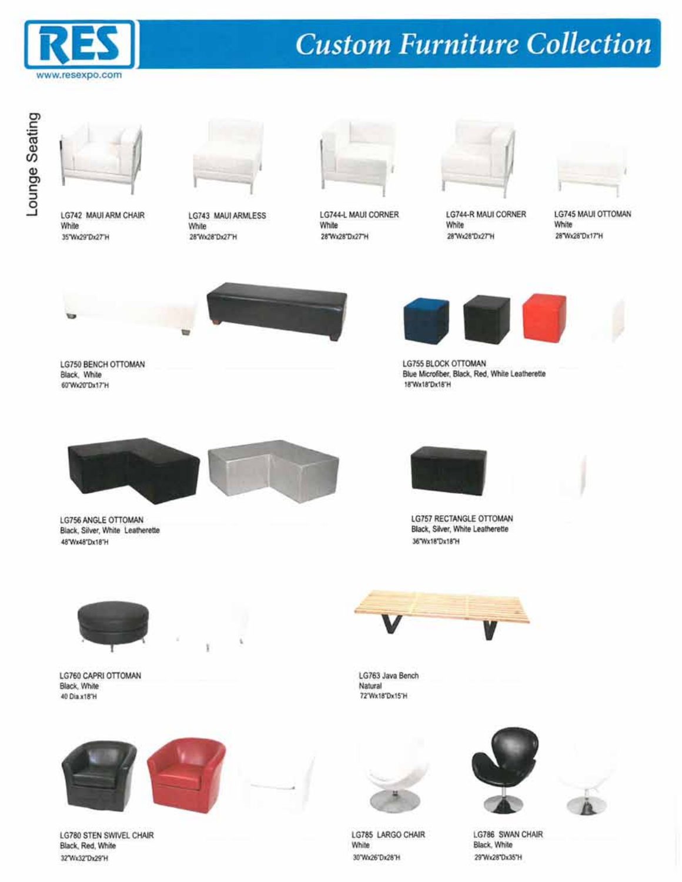# RES

www.resexpo.com

# Custom Furniture Collection

## Lounge Seating

LG742 MAUI ARM CHAIR
White
35"Wx29"Dx27"H

LG743 MAUI ARMLESS
White
28"Wx28"Dx27"H

LG744-L MAUI CORNER
White
28"Wx28"Dx27"H

LG744-R MAUI CORNER
White
28"Wx28"Dx27"H

LG745 MAUI OTTOMAN
White
28"Wx28"Dx17"H

LG750 BENCH OTTOMAN
Black, White
60"Wx20"Dx17"H

LG755 BLOCK OTTOMAN
Blue Microfiber, Black, Red, White Leatherette
18"Wx18"Dx18"H

LG756 ANGLE OTTOMAN
Black, Silver, White Leatherette
48"Wx48"Dx18"H

LG757 RECTANGLE OTTOMAN
Black, Silver, White Leatherette
36"Wx18"Dx18"H

LG760 CAPRI OTTOMAN
Black, White
40 Dia.x18"H

LG763 Java Bench
Natural
72"Wx18"Dx15"H

LG780 STEN SWIVEL CHAIR
Black, Red, White
32"Wx32"Dx29"H

LG785 LARGO CHAIR
White
30"Wx26"Dx28"H

LG786 SWAN CHAIR
Black, White
29"Wx28"Dx35"H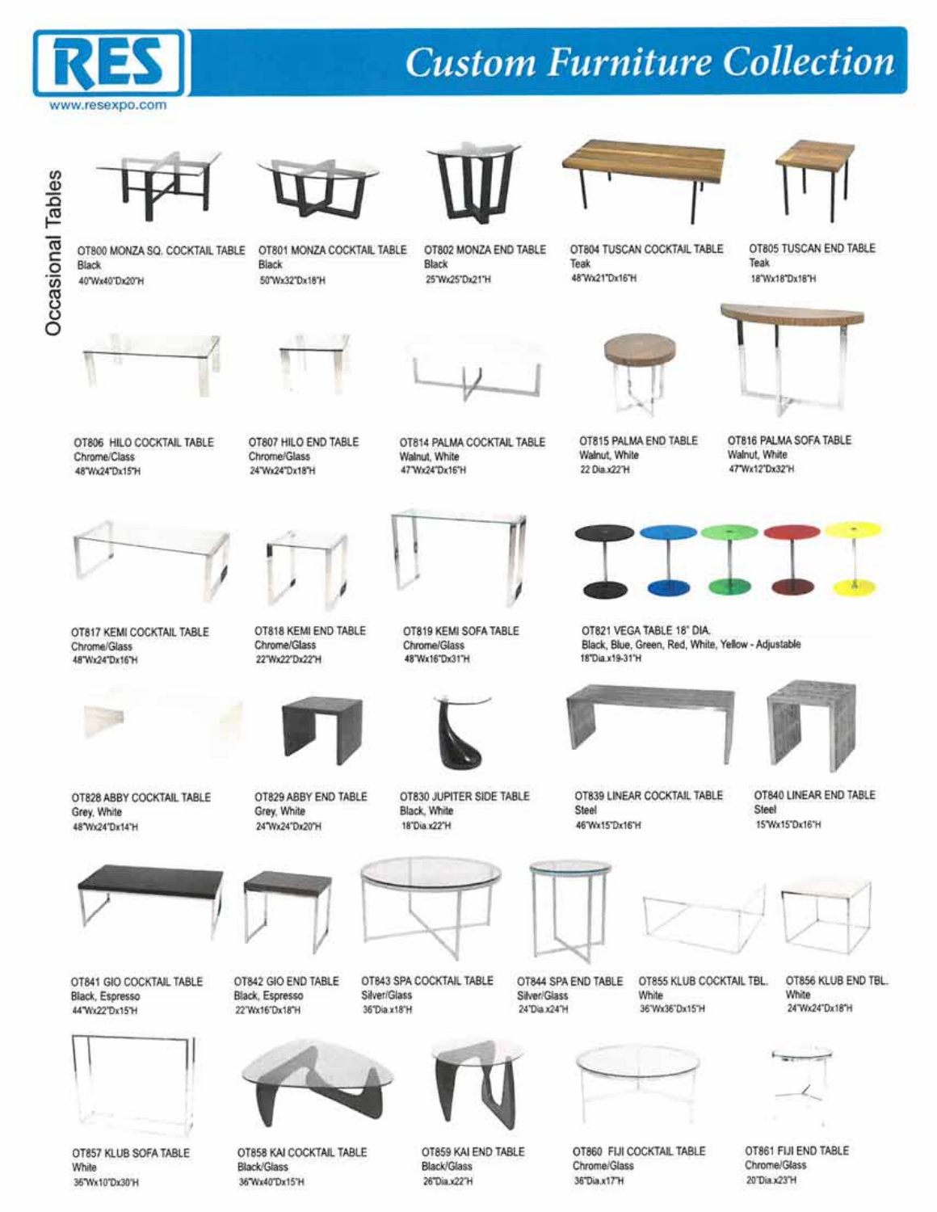# RES

www.resexpo.com

## Custom Furniture Collection

### Occasional Tables

**OT800 MONZA SQ. COCKTAIL TABLE**
Black
40"Wx40"Dx20"H

**OT801 MONZA COCKTAIL TABLE**
Black
50"Wx32"Dx18"H

**OT802 MONZA END TABLE**
Black
25"Wx25"Dx21"H

**OT804 TUSCAN COCKTAIL TABLE**
Teak
48"Wx21"Dx16"H

**OT805 TUSCAN END TABLE**
Teak
18"Wx18"Dx18"H

**OT806 HILO COCKTAIL TABLE**
Chrome/Class
48"Wx24"Dx15"H

**OT807 HILO END TABLE**
Chrome/Glass
24"Wx24"Dx18"H

**OT814 PALMA COCKTAIL TABLE**
Walnut, White
47"Wx24"Dx16"H

**OT815 PALMA END TABLE**
Walnut, White
22 Dia.x22"H

**OT816 PALMA SOFA TABLE**
Walnut, White
47"Wx12"Dx32"H

**OT817 KEMI COCKTAIL TABLE**
Chrome/Glass
48"Wx24"Dx16"H

**OT818 KEMI END TABLE**
Chrome/Glass
22"Wx22"Dx22"H

**OT819 KEMI SOFA TABLE**
Chrome/Glass
48"Wx16"Dx31"H

**OT821 VEGA TABLE 18" DIA.**
Black, Blue, Green, Red, White, Yellow - Adjustable
18"Dia.x19-31"H

**OT828 ABBY COCKTAIL TABLE**
Grey, White
48"Wx24"Dx14"H

**OT829 ABBY END TABLE**
Grey, White
24"Wx24"Dx20"H

**OT830 JUPITER SIDE TABLE**
Black, White
18"Dia.x22"H

**OT839 LINEAR COCKTAIL TABLE**
Steel
46"Wx15"Dx16"H

**OT840 LINEAR END TABLE**
Steel
15"Wx15"Dx16"H

**OT841 GIO COCKTAIL TABLE**
Black, Espresso
44"Wx22"Dx15"H

**OT842 GIO END TABLE**
Black, Espresso
22"Wx16"Dx18"H

**OT843 SPA COCKTAIL TABLE**
Silver/Glass
36"Dia.x18"H

**OT844 SPA END TABLE**
Silver/Glass
24"Dia.x24"H

**OT855 KLUB COCKTAIL TBL.**
White
36"Wx36"Dx15"H

**OT856 KLUB END TBL.**
White
24"Wx24"Dx18"H

**OT857 KLUB SOFA TABLE**
White
36"Wx10"Dx30"H

**OT858 KAI COCKTAIL TABLE**
Black/Glass
36"Wx40"Dx15"H

**OT859 KAI END TABLE**
Black/Glass
26"Dia.x22"H

**OT860 FIJI COCKTAIL TABLE**
Chrome/Glass
36"Dia.x17"H

**OT861 FIJI END TABLE**
Chrome/Glass
20"Dia.x23"H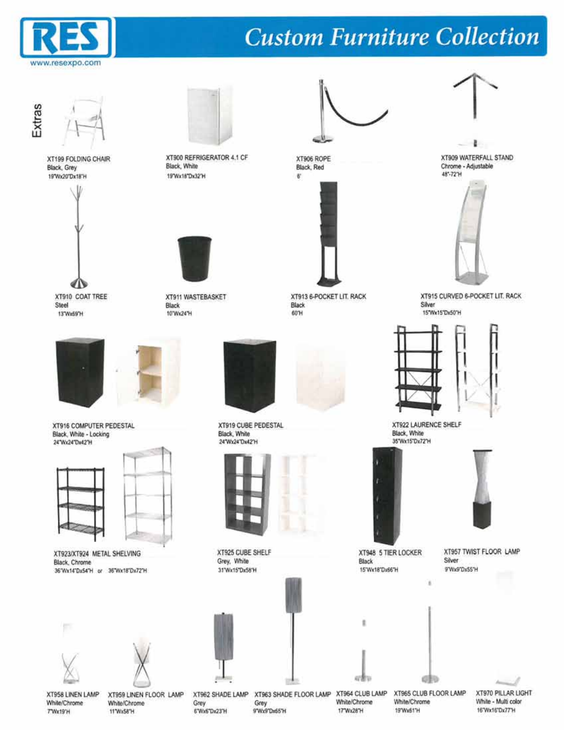# RES

www.resexpo.com

# Custom Furniture Collection

## Extras

XT199 FOLDING CHAIR
Black, Grey
19"Wx20"Dx18"H

XT900 REFRIGERATOR 4.1 CF
Black, White
19"Wx18"Dx32"H

XT906 ROPE
Black, Red
6'

XT909 WATERFALL STAND
Chrome - Adjustable
48"-72"H

XT910 COAT TREE
Steel
13"Wx69"H

XT911 WASTEBASKET
Black
10"Wx24"H

XT913 6-POCKET LIT. RACK
Black
60"H

XT915 CURVED 6-POCKET LIT. RACK
Silver
15"Wx15"Dx50"H

XT916 COMPUTER PEDESTAL
Black, White - Locking
24"Wx24"Dx42"H

XT919 CUBE PEDESTAL
Black, White
24"Wx24"Dx42"H

XT922 LAURENCE SHELF
Black, White
35"Wx15"Dx72"H

XT923/XT924 METAL SHELVING
Black, Chrome
36"Wx14"Dx54"H or 36"Wx18"Dx72"H

XT925 CUBE SHELF
Grey, White
31"Wx15"Dx58"H

XT948 5 TIER LOCKER
Black
15"Wx18"Dx66"H

XT957 TWIST FLOOR LAMP
Silver
9"Wx9"Dx55"H

XT958 LINEN LAMP
White/Chrome
7"Wx19"H

XT959 LINEN FLOOR LAMP
White/Chrome
11"Wx58"H

XT962 SHADE LAMP
Grey
6"Wx6"Dx23"H

XT963 SHADE FLOOR LAMP
Grey
9"Wx9"Dx65"H

XT964 CLUB LAMP
White/Chrome
17"Wx28"H

XT965 CLUB FLOOR LAMP
White/Chrome
19"Wx61"H

XT970 PILLAR LIGHT
White - Multi color
16"Wx16"Dx77"H